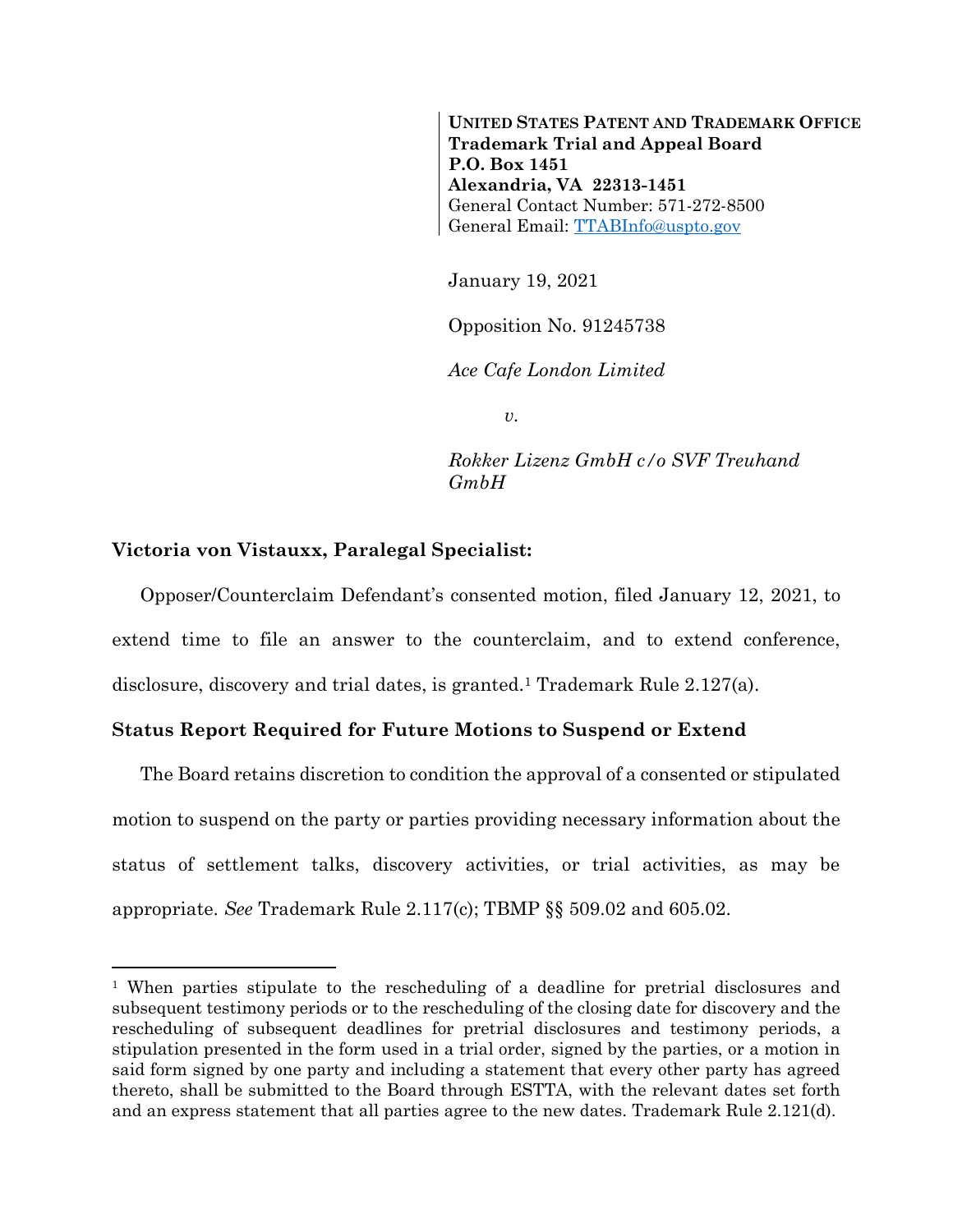**UNITED STATES PATENT AND TRADEMARK OFFICE**
**Trademark Trial and Appeal Board**
**P.O. Box 1451**
**Alexandria, VA 22313-1451**
General Contact Number: 571-272-8500
General Email: TTABInfo@uspto.gov

January 19, 2021

Opposition No. 91245738

*Ace Cafe London Limited*

*v.*

*Rokker Lizenz GmbH c/o SVF Treuhand GmbH*

**Victoria von Vistauxx, Paralegal Specialist:**

Opposer/Counterclaim Defendant's consented motion, filed January 12, 2021, to extend time to file an answer to the counterclaim, and to extend conference, disclosure, discovery and trial dates, is granted.[1] Trademark Rule 2.127(a).

**Status Report Required for Future Motions to Suspend or Extend**

The Board retains discretion to condition the approval of a consented or stipulated motion to suspend on the party or parties providing necessary information about the status of settlement talks, discovery activities, or trial activities, as may be appropriate. *See* Trademark Rule 2.117(c); TBMP §§ 509.02 and 605.02.

[1] When parties stipulate to the rescheduling of a deadline for pretrial disclosures and subsequent testimony periods or to the rescheduling of the closing date for discovery and the rescheduling of subsequent deadlines for pretrial disclosures and testimony periods, a stipulation presented in the form used in a trial order, signed by the parties, or a motion in said form signed by one party and including a statement that every other party has agreed thereto, shall be submitted to the Board through ESTTA, with the relevant dates set forth and an express statement that all parties agree to the new dates. Trademark Rule 2.121(d).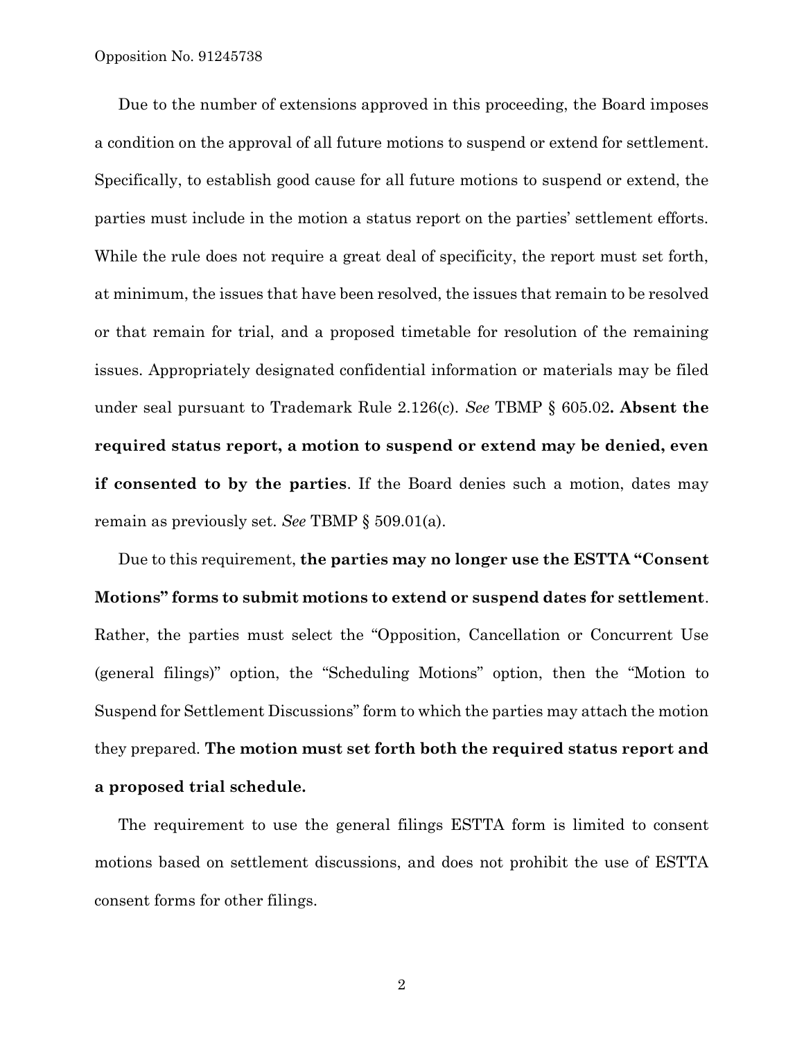Due to the number of extensions approved in this proceeding, the Board imposes a condition on the approval of all future motions to suspend or extend for settlement. Specifically, to establish good cause for all future motions to suspend or extend, the parties must include in the motion a status report on the parties' settlement efforts. While the rule does not require a great deal of specificity, the report must set forth, at minimum, the issues that have been resolved, the issues that remain to be resolved or that remain for trial, and a proposed timetable for resolution of the remaining issues. Appropriately designated confidential information or materials may be filed under seal pursuant to Trademark Rule 2.126(c). *See* TBMP § 605.02**. Absent the required status report, a motion to suspend or extend may be denied, even if consented to by the parties**. If the Board denies such a motion, dates may remain as previously set. *See* TBMP § 509.01(a).

Due to this requirement, **the parties may no longer use the ESTTA "Consent Motions" forms to submit motions to extend or suspend dates for settlement**. Rather, the parties must select the "Opposition, Cancellation or Concurrent Use (general filings)" option, the "Scheduling Motions" option, then the "Motion to Suspend for Settlement Discussions" form to which the parties may attach the motion they prepared. **The motion must set forth both the required status report and a proposed trial schedule.**

The requirement to use the general filings ESTTA form is limited to consent motions based on settlement discussions, and does not prohibit the use of ESTTA consent forms for other filings.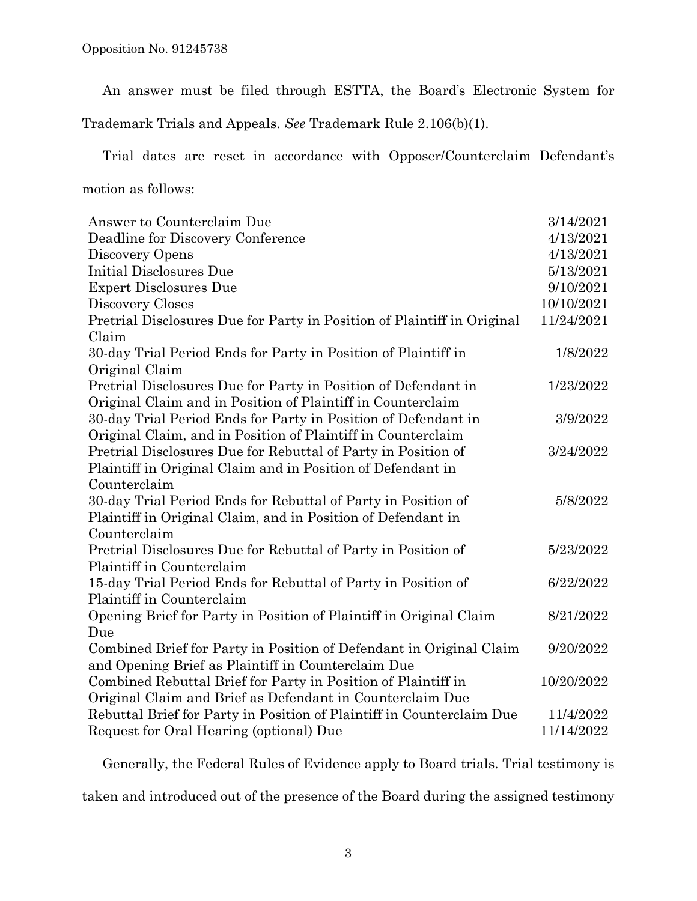An answer must be filed through ESTTA, the Board's Electronic System for Trademark Trials and Appeals. *See* Trademark Rule 2.106(b)(1).

Trial dates are reset in accordance with Opposer/Counterclaim Defendant's motion as follows:

| | |
|---|---|
| Answer to Counterclaim Due | 3/14/2021 |
| Deadline for Discovery Conference | 4/13/2021 |
| Discovery Opens | 4/13/2021 |
| Initial Disclosures Due | 5/13/2021 |
| Expert Disclosures Due | 9/10/2021 |
| Discovery Closes | 10/10/2021 |
| Pretrial Disclosures Due for Party in Position of Plaintiff in Original Claim | 11/24/2021 |
| 30-day Trial Period Ends for Party in Position of Plaintiff in Original Claim | 1/8/2022 |
| Pretrial Disclosures Due for Party in Position of Defendant in Original Claim and in Position of Plaintiff in Counterclaim | 1/23/2022 |
| 30-day Trial Period Ends for Party in Position of Defendant in Original Claim, and in Position of Plaintiff in Counterclaim | 3/9/2022 |
| Pretrial Disclosures Due for Rebuttal of Party in Position of Plaintiff in Original Claim and in Position of Defendant in Counterclaim | 3/24/2022 |
| 30-day Trial Period Ends for Rebuttal of Party in Position of Plaintiff in Original Claim, and in Position of Defendant in Counterclaim | 5/8/2022 |
| Pretrial Disclosures Due for Rebuttal of Party in Position of Plaintiff in Counterclaim | 5/23/2022 |
| 15-day Trial Period Ends for Rebuttal of Party in Position of Plaintiff in Counterclaim | 6/22/2022 |
| Opening Brief for Party in Position of Plaintiff in Original Claim Due | 8/21/2022 |
| Combined Brief for Party in Position of Defendant in Original Claim and Opening Brief as Plaintiff in Counterclaim Due | 9/20/2022 |
| Combined Rebuttal Brief for Party in Position of Plaintiff in Original Claim and Brief as Defendant in Counterclaim Due | 10/20/2022 |
| Rebuttal Brief for Party in Position of Plaintiff in Counterclaim Due | 11/4/2022 |
| Request for Oral Hearing (optional) Due | 11/14/2022 |

Generally, the Federal Rules of Evidence apply to Board trials. Trial testimony is taken and introduced out of the presence of the Board during the assigned testimony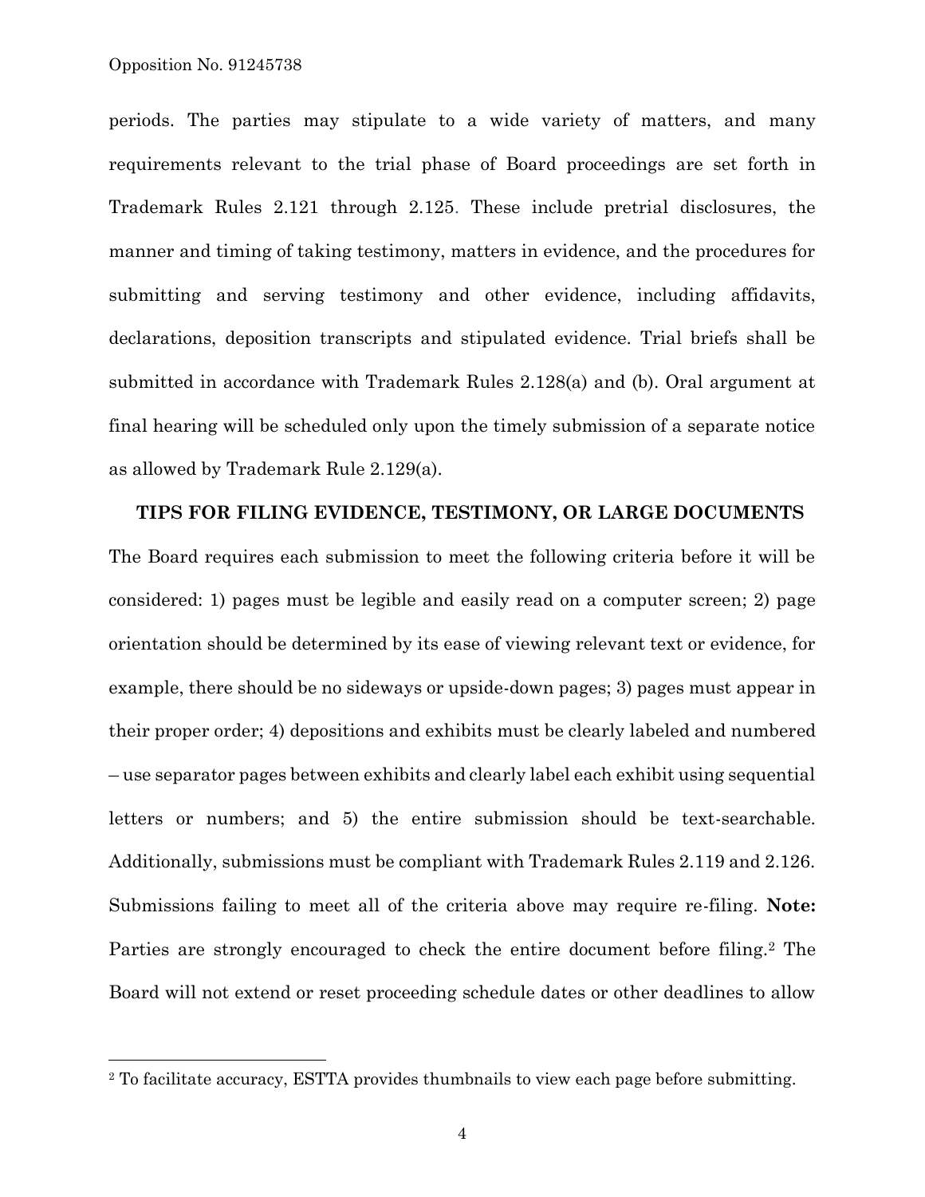periods. The parties may stipulate to a wide variety of matters, and many requirements relevant to the trial phase of Board proceedings are set forth in Trademark Rules 2.121 through 2.125. These include pretrial disclosures, the manner and timing of taking testimony, matters in evidence, and the procedures for submitting and serving testimony and other evidence, including affidavits, declarations, deposition transcripts and stipulated evidence. Trial briefs shall be submitted in accordance with Trademark Rules 2.128(a) and (b). Oral argument at final hearing will be scheduled only upon the timely submission of a separate notice as allowed by Trademark Rule 2.129(a).

**TIPS FOR FILING EVIDENCE, TESTIMONY, OR LARGE DOCUMENTS**

The Board requires each submission to meet the following criteria before it will be considered: 1) pages must be legible and easily read on a computer screen; 2) page orientation should be determined by its ease of viewing relevant text or evidence, for example, there should be no sideways or upside-down pages; 3) pages must appear in their proper order; 4) depositions and exhibits must be clearly labeled and numbered – use separator pages between exhibits and clearly label each exhibit using sequential letters or numbers; and 5) the entire submission should be text-searchable. Additionally, submissions must be compliant with Trademark Rules 2.119 and 2.126. Submissions failing to meet all of the criteria above may require re-filing. **Note:** Parties are strongly encouraged to check the entire document before filing.[2] The Board will not extend or reset proceeding schedule dates or other deadlines to allow

---

[2] To facilitate accuracy, ESTTA provides thumbnails to view each page before submitting.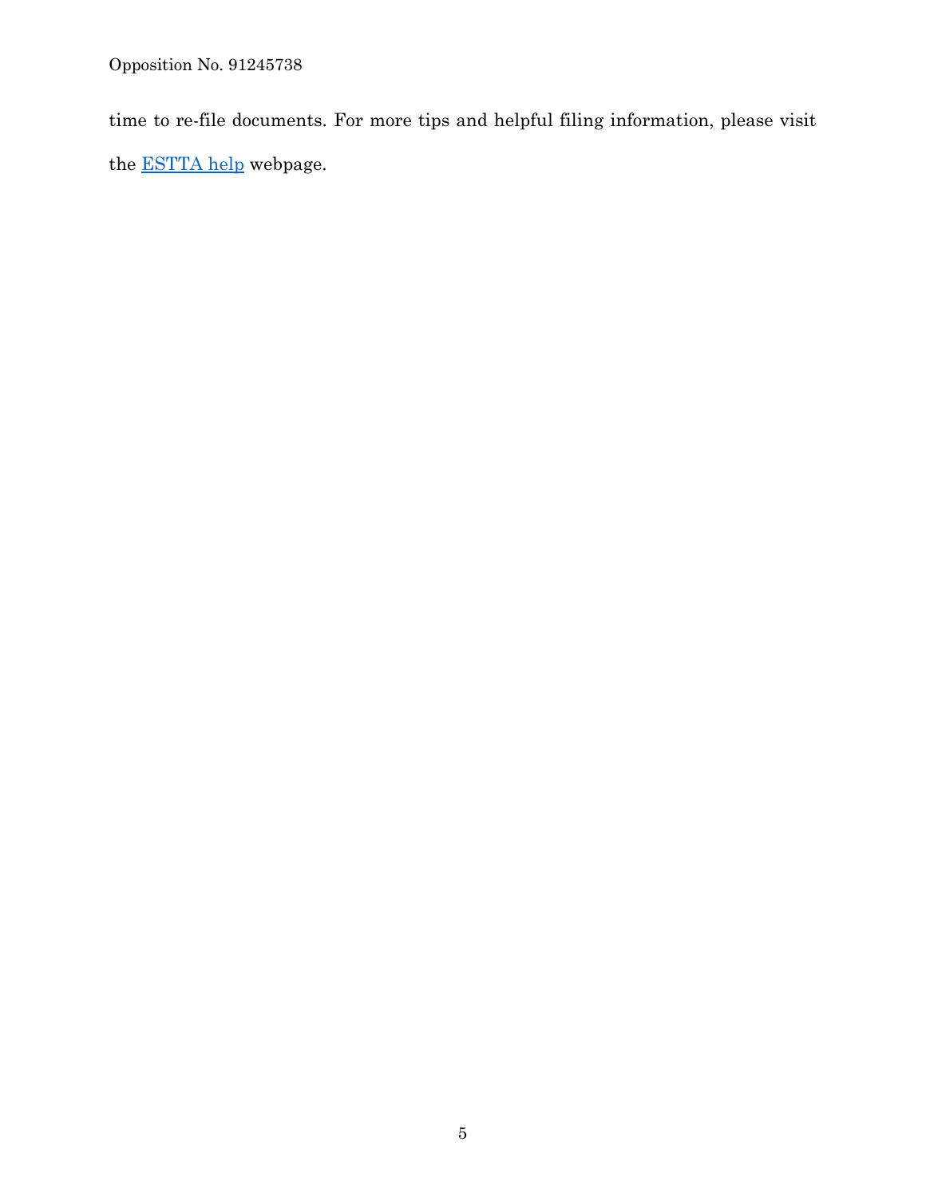time to re-file documents. For more tips and helpful filing information, please visit the [ESTTA help] webpage.